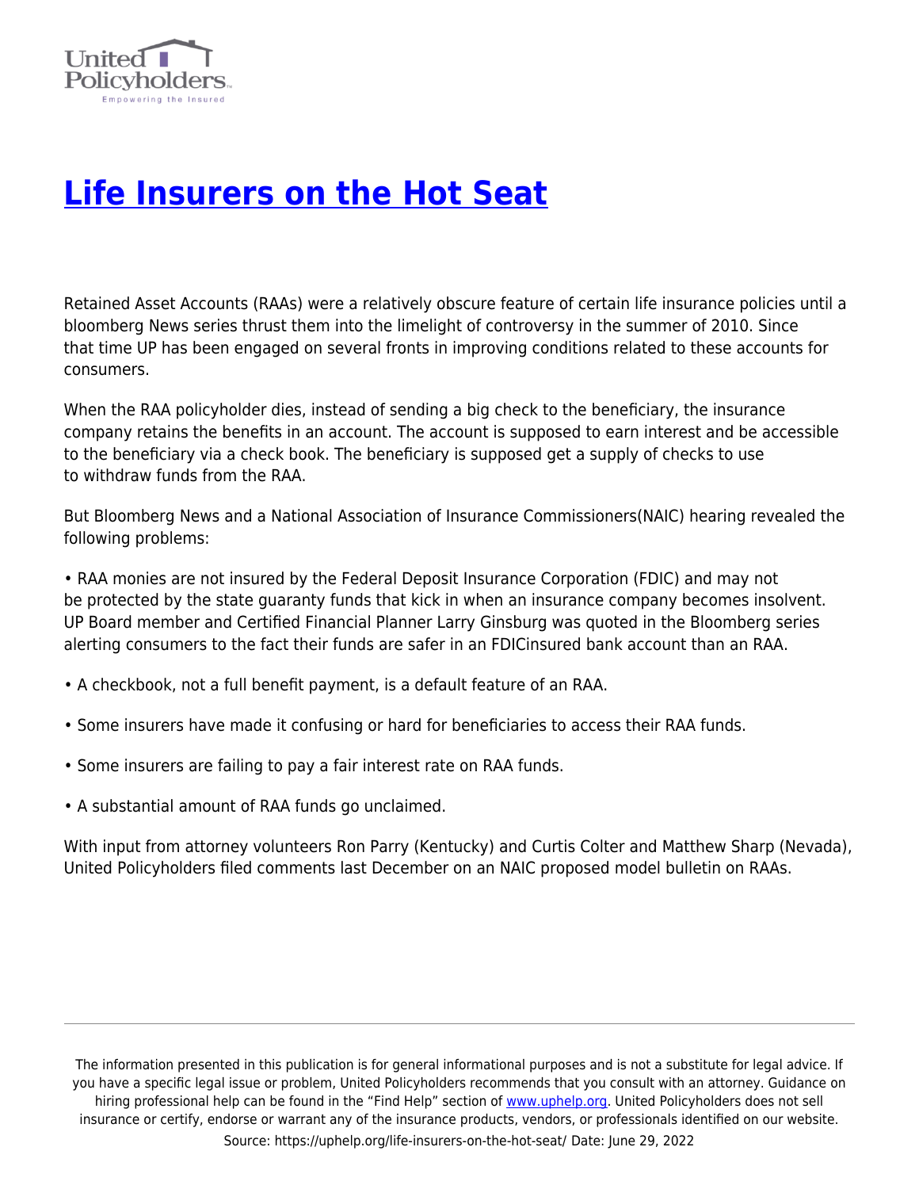# [Life Insurers on the Hot Seat](https://uphelp.org/life-insurers-on-the-hot-seat/)

Retained Asset Accounts (RAAs) were a relatively obscure feature of certain life insurance policies until a bloomberg News series thrust them into the limelight of controversy in the summer of 2010. Since that time UP has been engaged on several fronts in improving conditions related to these accounts for consumers.

When the RAA policyholder dies, instead of sending a big check to the beneficiary, the insurance company retains the benefits in an account. The account is supposed to earn interest and be accessible to the beneficiary via a check book. The beneficiary is supposed get a supply of checks to use to withdraw funds from the RAA.

But Bloomberg News and a National Association of Insurance Commissioners(NAIC) hearing revealed the following problems:

- RAA monies are not insured by the Federal Deposit Insurance Corporation (FDIC) and may not be protected by the state guaranty funds that kick in when an insurance company becomes insolvent. UP Board member and Certified Financial Planner Larry Ginsburg was quoted in the Bloomberg series alerting consumers to the fact their funds are safer in an FDICinsured bank account than an RAA.
- A checkbook, not a full benefit payment, is a default feature of an RAA.
- Some insurers have made it confusing or hard for beneficiaries to access their RAA funds.
- Some insurers are failing to pay a fair interest rate on RAA funds.
- A substantial amount of RAA funds go unclaimed.

With input from attorney volunteers Ron Parry (Kentucky) and Curtis Colter and Matthew Sharp (Nevada), United Policyholders filed comments last December on an NAIC proposed model bulletin on RAAs.

The information presented in this publication is for general informational purposes and is not a substitute for legal advice. If you have a specific legal issue or problem, United Policyholders recommends that you consult with an attorney. Guidance on hiring professional help can be found in the "Find Help" section of [www.uphelp.org](http://www.uphelp.org). United Policyholders does not sell insurance or certify, endorse or warrant any of the insurance products, vendors, or professionals identified on our website.

Source: https://uphelp.org/life-insurers-on-the-hot-seat/ Date: June 29, 2022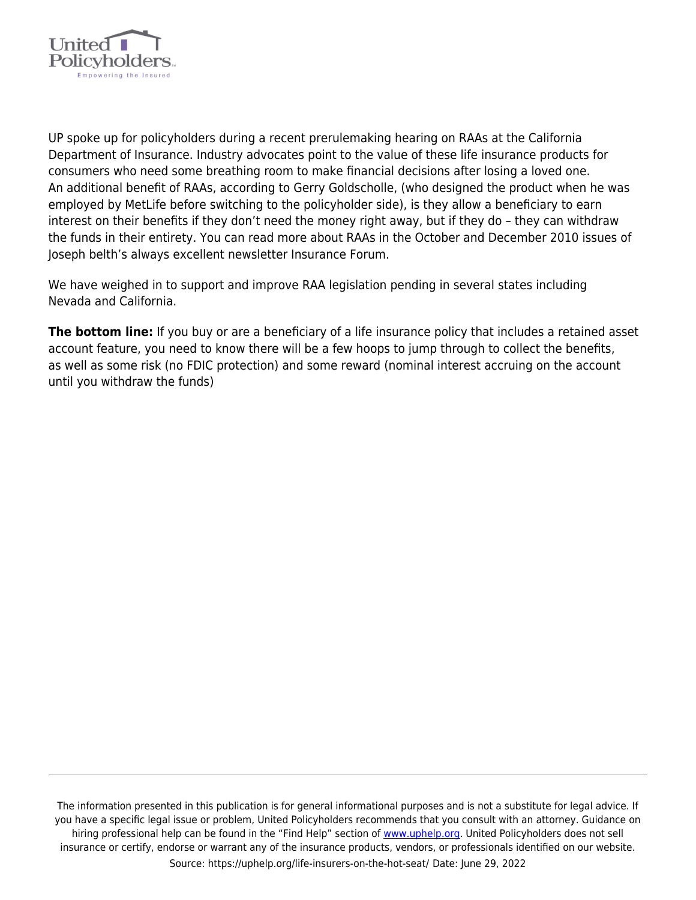UP spoke up for policyholders during a recent prerulemaking hearing on RAAs at the California Department of Insurance. Industry advocates point to the value of these life insurance products for consumers who need some breathing room to make financial decisions after losing a loved one. An additional benefit of RAAs, according to Gerry Goldscholle, (who designed the product when he was employed by MetLife before switching to the policyholder side), is they allow a beneficiary to earn interest on their benefits if they don't need the money right away, but if they do – they can withdraw the funds in their entirety. You can read more about RAAs in the October and December 2010 issues of Joseph belth's always excellent newsletter Insurance Forum.

We have weighed in to support and improve RAA legislation pending in several states including Nevada and California.

**The bottom line:** If you buy or are a beneficiary of a life insurance policy that includes a retained asset account feature, you need to know there will be a few hoops to jump through to collect the benefits, as well as some risk (no FDIC protection) and some reward (nominal interest accruing on the account until you withdraw the funds)

The information presented in this publication is for general informational purposes and is not a substitute for legal advice. If you have a specific legal issue or problem, United Policyholders recommends that you consult with an attorney. Guidance on hiring professional help can be found in the "Find Help" section of www.uphelp.org. United Policyholders does not sell insurance or certify, endorse or warrant any of the insurance products, vendors, or professionals identified on our website.

Source: https://uphelp.org/life-insurers-on-the-hot-seat/ Date: June 29, 2022